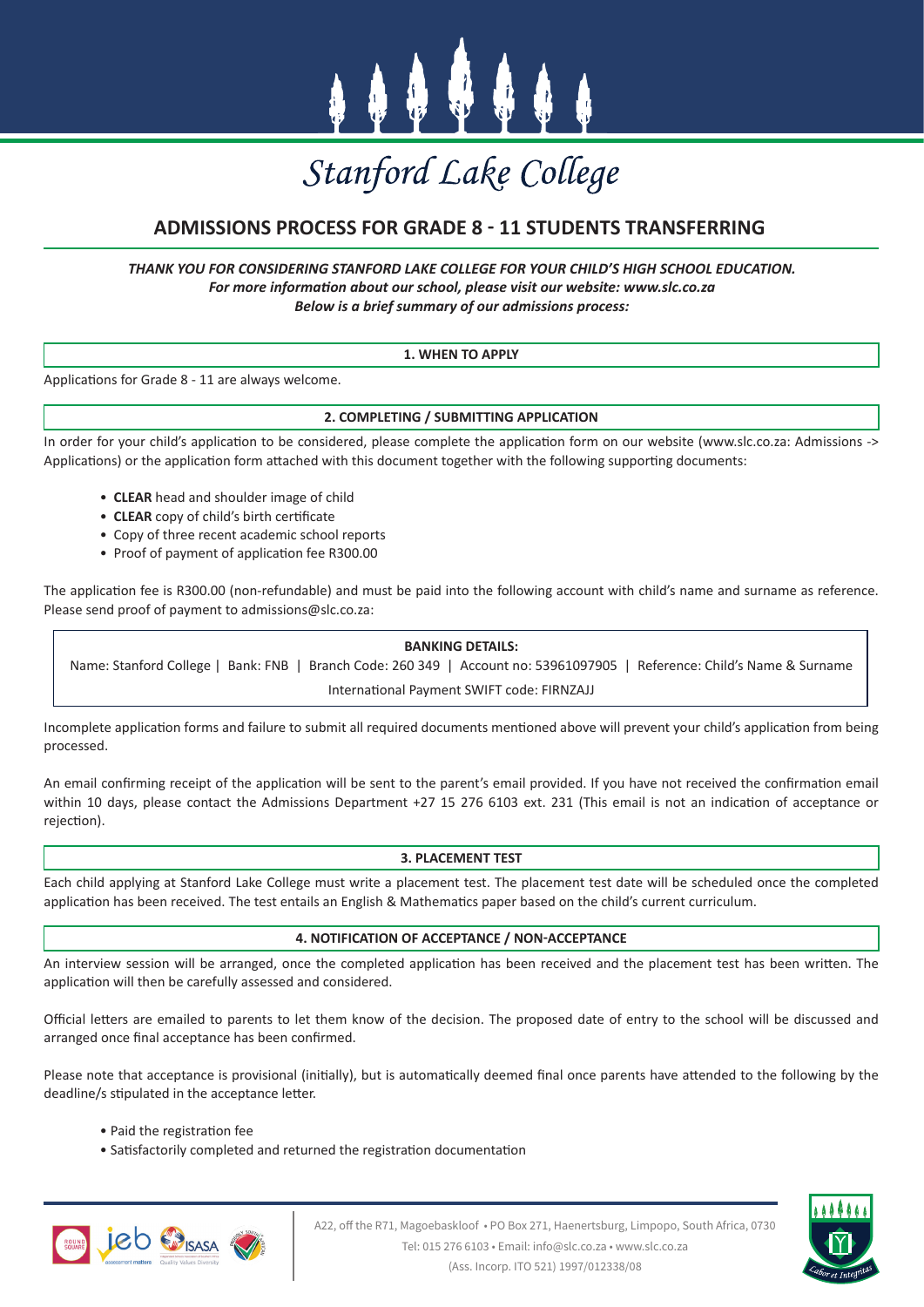# Stanford Lake College

## ADMISSIONS PROCESS FOR GRADE 8 - 11 STUDENTS TRANSFERRING

***THANK YOU FOR CONSIDERING STANFORD LAKE COLLEGE FOR YOUR CHILD'S HIGH SCHOOL EDUCATION.***
***For more information about our school, please visit our website: www.slc.co.za***
***Below is a brief summary of our admissions process:***

### 1. WHEN TO APPLY

Applications for Grade 8 - 11 are always welcome.

### 2. COMPLETING / SUBMITTING APPLICATION

In order for your child's application to be considered, please complete the application form on our website (www.slc.co.za: Admissions -> Applications) or the application form attached with this document together with the following supporting documents:

- **CLEAR** head and shoulder image of child
- **CLEAR** copy of child's birth certificate
- Copy of three recent academic school reports
- Proof of payment of application fee R300.00

The application fee is R300.00 (non-refundable) and must be paid into the following account with child's name and surname as reference. Please send proof of payment to admissions@slc.co.za:

**BANKING DETAILS:**

Name: Stanford College | Bank: FNB | Branch Code: 260 349 | Account no: 53961097905 | Reference: Child's Name & Surname

International Payment SWIFT code: FIRNZAJJ

Incomplete application forms and failure to submit all required documents mentioned above will prevent your child's application from being processed.

An email confirming receipt of the application will be sent to the parent's email provided. If you have not received the confirmation email within 10 days, please contact the Admissions Department +27 15 276 6103 ext. 231 (This email is not an indication of acceptance or rejection).

### 3. PLACEMENT TEST

Each child applying at Stanford Lake College must write a placement test. The placement test date will be scheduled once the completed application has been received. The test entails an English & Mathematics paper based on the child's current curriculum.

### 4. NOTIFICATION OF ACCEPTANCE / NON-ACCEPTANCE

An interview session will be arranged, once the completed application has been received and the placement test has been written. The application will then be carefully assessed and considered.

Official letters are emailed to parents to let them know of the decision. The proposed date of entry to the school will be discussed and arranged once final acceptance has been confirmed.

Please note that acceptance is provisional (initially), but is automatically deemed final once parents have attended to the following by the deadline/s stipulated in the acceptance letter.

- Paid the registration fee
- Satisfactorily completed and returned the registration documentation

A22, off the R71, Magoebaskloof • PO Box 271, Haenertsburg, Limpopo, South Africa, 0730
Tel: 015 276 6103 • Email: info@slc.co.za • www.slc.co.za
(Ass. Incorp. ITO 521) 1997/012338/08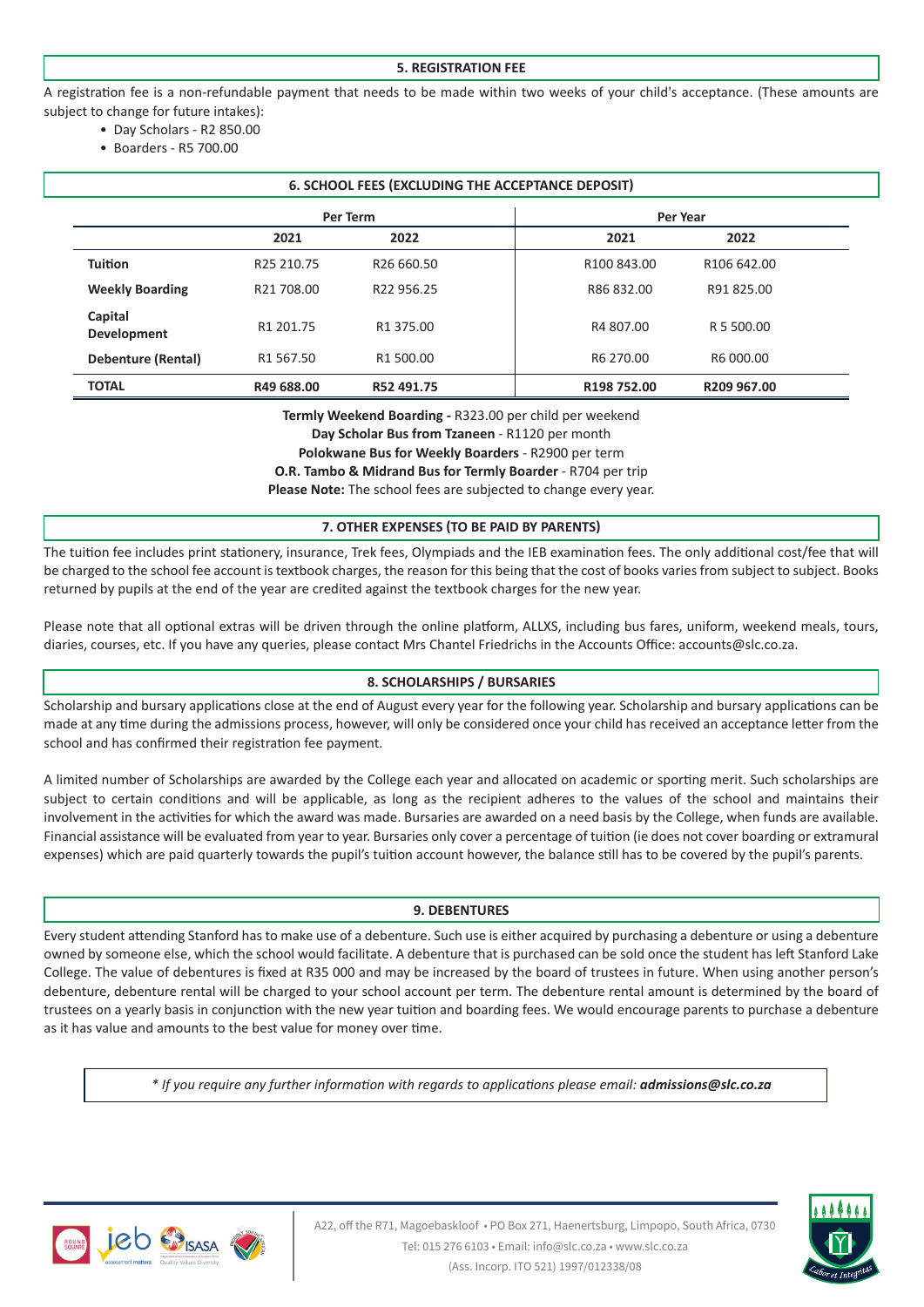## 5. REGISTRATION FEE

A registration fee is a non-refundable payment that needs to be made within two weeks of your child's acceptance. (These amounts are subject to change for future intakes):

- Day Scholars - R2 850.00
- Boarders - R5 700.00

## 6. SCHOOL FEES (EXCLUDING THE ACCEPTANCE DEPOSIT)

| | Per Term | | Per Year | |
|---|---|---|---|---|
| | 2021 | 2022 | 2021 | 2022 |
| **Tuition** | R25 210.75 | R26 660.50 | R100 843.00 | R106 642.00 |
| **Weekly Boarding** | R21 708.00 | R22 956.25 | R86 832.00 | R91 825.00 |
| **Capital Development** | R1 201.75 | R1 375.00 | R4 807.00 | R 5 500.00 |
| **Debenture (Rental)** | R1 567.50 | R1 500.00 | R6 270.00 | R6 000.00 |
| **TOTAL** | **R49 688.00** | **R52 491.75** | **R198 752.00** | **R209 967.00** |

**Termly Weekend Boarding -** R323.00 per child per weekend
**Day Scholar Bus from Tzaneen** - R1120 per month
**Polokwane Bus for Weekly Boarders** - R2900 per term
**O.R. Tambo & Midrand Bus for Termly Boarder** - R704 per trip
**Please Note:** The school fees are subjected to change every year.

## 7. OTHER EXPENSES (TO BE PAID BY PARENTS)

The tuition fee includes print stationery, insurance, Trek fees, Olympiads and the IEB examination fees. The only additional cost/fee that will be charged to the school fee account is textbook charges, the reason for this being that the cost of books varies from subject to subject. Books returned by pupils at the end of the year are credited against the textbook charges for the new year.

Please note that all optional extras will be driven through the online platform, ALLXS, including bus fares, uniform, weekend meals, tours, diaries, courses, etc. If you have any queries, please contact Mrs Chantel Friedrichs in the Accounts Office: accounts@slc.co.za.

## 8. SCHOLARSHIPS / BURSARIES

Scholarship and bursary applications close at the end of August every year for the following year. Scholarship and bursary applications can be made at any time during the admissions process, however, will only be considered once your child has received an acceptance letter from the school and has confirmed their registration fee payment.

A limited number of Scholarships are awarded by the College each year and allocated on academic or sporting merit. Such scholarships are subject to certain conditions and will be applicable, as long as the recipient adheres to the values of the school and maintains their involvement in the activities for which the award was made. Bursaries are awarded on a need basis by the College, when funds are available. Financial assistance will be evaluated from year to year. Bursaries only cover a percentage of tuition (ie does not cover boarding or extramural expenses) which are paid quarterly towards the pupil's tuition account however, the balance still has to be covered by the pupil's parents.

## 9. DEBENTURES

Every student attending Stanford has to make use of a debenture. Such use is either acquired by purchasing a debenture or using a debenture owned by someone else, which the school would facilitate. A debenture that is purchased can be sold once the student has left Stanford Lake College. The value of debentures is fixed at R35 000 and may be increased by the board of trustees in future. When using another person's debenture, debenture rental will be charged to your school account per term. The debenture rental amount is determined by the board of trustees on a yearly basis in conjunction with the new year tuition and boarding fees. We would encourage parents to purchase a debenture as it has value and amounts to the best value for money over time.

*\* If you require any further information with regards to applications please email:* ***admissions@slc.co.za***

A22, off the R71, Magoebaskloof • PO Box 271, Haenertsburg, Limpopo, South Africa, 0730
Tel: 015 276 6103 • Email: info@slc.co.za • www.slc.co.za
(Ass. Incorp. ITO 521) 1997/012338/08